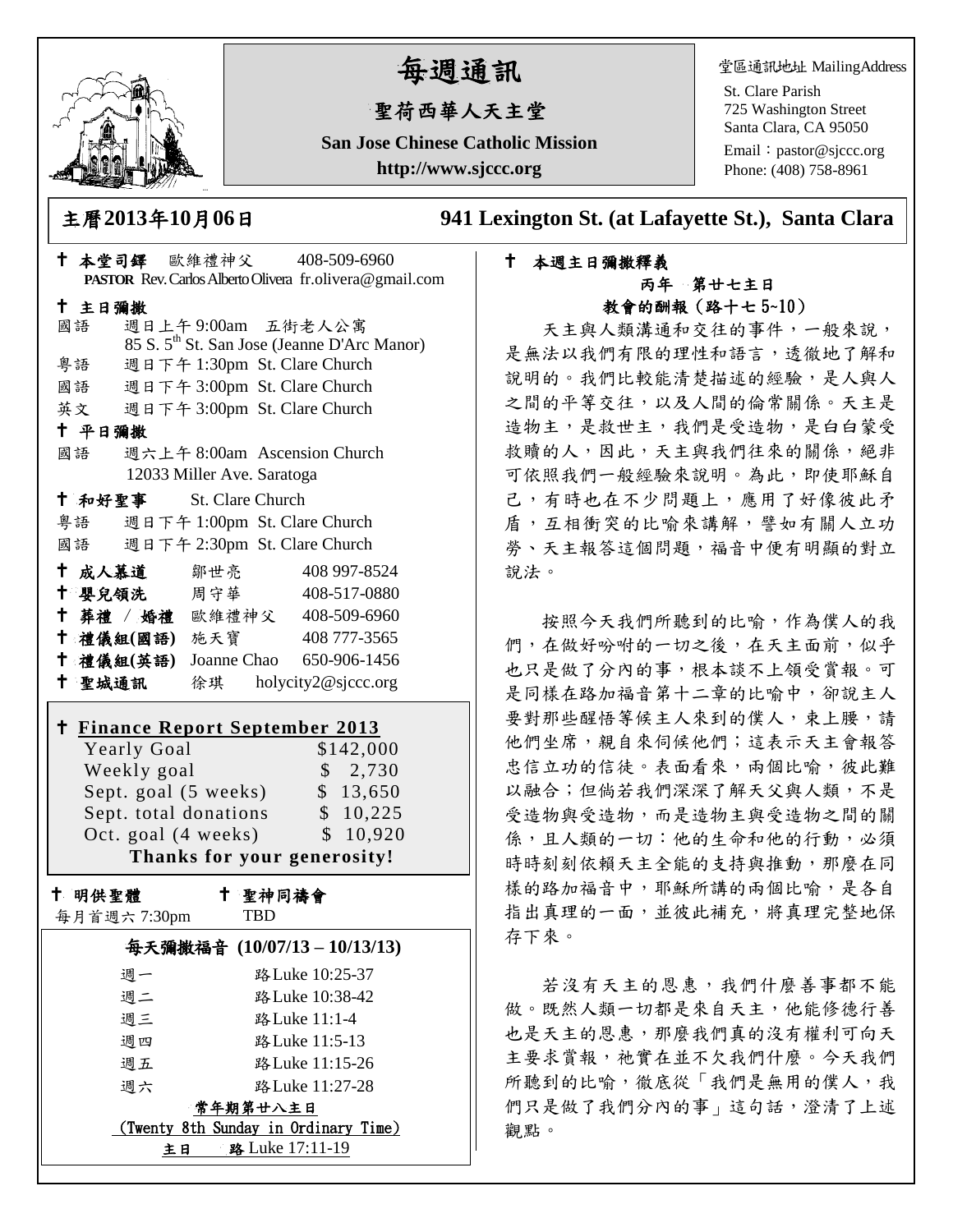# 每週通訊

## 聖荷西華人天主堂

**San Jose Chinese Catholic Mission**

**http://www.sjccc.org**

堂區通訊地址 MailingAddress
St. Clare Parish
725 Washington Street
Santa Clara, CA 95050
Email：pastor@sjccc.org
Phone: (408) 758-8961

**主曆2013年10月06日**　　**941 Lexington St. (at Lafayette St.), Santa Clara**

✝ **本堂司鐸** 歐維禮神父 408-509-6960
**PASTOR** Rev. Carlos Alberto Olivera fr.olivera@gmail.com

✝ **主日彌撒**
國語 週日上午 9:00am 五街老人公寓
85 S. 5th St. San Jose (Jeanne D'Arc Manor)
粵語 週日下午 1:30pm St. Clare Church
國語 週日下午 3:00pm St. Clare Church
英文 週日下午 3:00pm St. Clare Church

✝ **平日彌撒**
國語 週六上午 8:00am Ascension Church
12033 Miller Ave. Saratoga

✝ **和好聖事** St. Clare Church
粵語 週日下午 1:00pm St. Clare Church
國語 週日下午 2:30pm St. Clare Church

✝ **成人慕道** 鄒世亮 408 997-8524
✝ **嬰兒領洗** 周守華 408-517-0880
✝ **葬禮 / 婚禮** 歐維禮神父 408-509-6960
✝ **禮儀組(國語)** 施天寶 408 777-3565
✝ **禮儀組(英語)** Joanne Chao 650-906-1456
✝ **聖城通訊** 徐琪 holycity2@sjccc.org

✝ **Finance Report September 2013**

| | |
|---|---|
| Yearly Goal | $142,000 |
| Weekly goal | $ 2,730 |
| Sept. goal (5 weeks) | $ 13,650 |
| Sept. total donations | $ 10,225 |
| Oct. goal (4 weeks) | $ 10,920 |

**Thanks for your generosity!**

✝ **明供聖體** 每月首週六 7:30pm
✝ **聖神同禱會** TBD

**每天彌撒福音 (10/07/13 – 10/13/13)**

| | |
|---|---|
| 週一 | 路Luke 10:25-37 |
| 週二 | 路Luke 10:38-42 |
| 週三 | 路Luke 11:1-4 |
| 週四 | 路Luke 11:5-13 |
| 週五 | 路Luke 11:15-26 |
| 週六 | 路Luke 11:27-28 |

**常年期第廿八主日**
(Twenty 8th Sunday in Ordinary Time)
**主日** **路** Luke 17:11-19

✝ **本週主日彌撒釋義**

**丙年 第廿七主日**
**教會的酬報（路十七 5~10）**

天主與人類溝通和交往的事件，一般來說，是無法以我們有限的理性和語言，透徹地了解和說明的。我們比較能清楚描述的經驗，是人與人之間的平等交往，以及人間的倫常關係。天主是造物主，是救世主，我們是受造物，是白白蒙受救贖的人，因此，天主與我們往來的關係，絕非可依照我們一般經驗來說明。為此，即使耶穌自己，有時也在不少問題上，應用了好像彼此矛盾，互相衝突的比喻來講解，譬如有關人立功勞、天主報答這個問題，福音中便有明顯的對立說法。

按照今天我們所聽到的比喻，作為僕人的我們，在做好吩咐的一切之後，在天主面前，似乎也只是做了分內的事，根本談不上領受賞報。可是同樣在路加福音第十二章的比喻中，卻說主人要對那些醒悟等候主人來到的僕人，束上腰，請他們坐席，親自來伺候他們；這表示天主會報答忠信立功的信徒。表面看來，兩個比喻，彼此難以融合；但倘若我們深深了解天父與人類，不是受造物與受造物，而是造物主與受造物之間的關係，且人類的一切：他的生命和他的行動，必須時時刻刻依賴天主全能的支持與推動，那麼在同樣的路加福音中，耶穌所講的兩個比喻，是各自指出真理的一面，並彼此補充，將真理完整地保存下來。

若沒有天主的恩惠，我們什麼善事都不能做。既然人類一切都是來自天主，他能修德行善也是天主的恩惠，那麼我們真的沒有權利可向天主要求賞報，祂實在並不欠我們什麼。今天我們所聽到的比喻，徹底從「我們是無用的僕人，我們只是做了我們分內的事」這句話，澄清了上述觀點。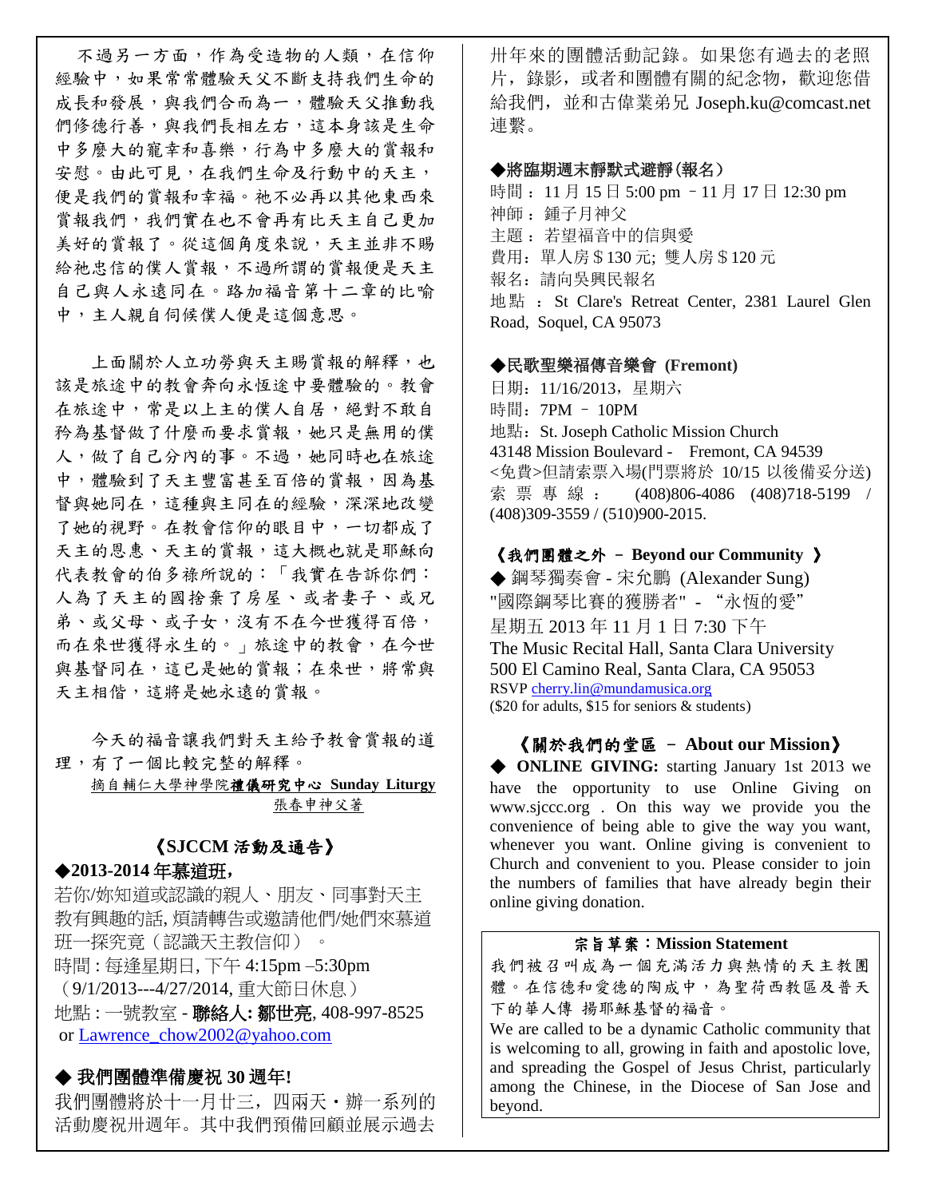不過另一方面，作為受造物的人類，在信仰經驗中，如果常常體驗天父不斷支持我們生命的成長和發展，與我們合而為一，體驗天父推動我們修德行善，與我們長相左右，這本身該是生命中多麼大的寵幸和喜樂，行為中多麼大的賞報和安慰。由此可見，在我們生命及行動中的天主，便是我們的賞報和幸福。祂不必再以其他東西來賞報我們，我們實在也不會再有比天主自己更加美好的賞報了。從這個角度來說，天主並非不賜給祂忠信的僕人賞報，不過所謂的賞報便是天主自己與人永遠同在。路加福音第十二章的比喻中，主人親自伺候僕人便是這個意思。

上面關於人立功勞與天主賜賞報的解釋，也該是旅途中的教會奔向永恆途中要體驗的。教會在旅途中，常是以上主的僕人自居，絕對不敢自矜為基督做了什麼而要求賞報，她只是無用的僕人，做了自己分內的事。不過，她同時也在旅途中，體驗到了天主豐富甚至百倍的賞報，因為基督與她同在，這種與主同在的經驗，深深地改變了她的視野。在教會信仰的眼目中，一切都成了天主的恩惠、天主的賞報，這大概也就是耶穌向代表教會的伯多祿所說的：「我實在告訴你們：人為了天主的國捨棄了房屋、或者妻子、或兄弟、或父母、或子女，沒有不在今世獲得百倍，而在來世獲得永生的。」旅途中的教會，在今世與基督同在，這已是她的賞報；在來世，將常與天主相偕，這將是她永遠的賞報。

今天的福音讓我們對天主給予教會賞報的道理，有了一個比較完整的解釋。

摘自輔仁大學神學院**禮儀研究中心 Sunday Liturgy**
張春申神父著

## 《SJCCM 活動及通告》

### ◆2013-2014 年慕道班，

若你/妳知道或認識的親人、朋友、同事對天主教有興趣的話，煩請轉告或邀請他們/她們來慕道班一探究竟（認識天主教信仰）。
時間：每逢星期日，下午 4:15pm –5:30pm
（9/1/2013---4/27/2014, 重大節日休息）
地點：一號教室 - **聯絡人: 鄒世亮**, 408-997-8525 or Lawrence_chow2002@yahoo.com

### ◆ 我們團體準備慶祝 30 週年!

我們團體將於十一月廿三，四兩天・辦一系列的活動慶祝卅週年。其中我們預備回顧並展示過去卅年來的團體活動記錄。如果您有過去的老照片，錄影，或者和團體有關的紀念物，歡迎您借給我們，並和古偉業弟兄 Joseph.ku@comcast.net 連繫。

### ◆將臨期週末靜默式避靜(報名)

時間：11 月 15 日 5:00 pm – 11 月 17 日 12:30 pm
神師：鍾子月神父
主題：若望福音中的信與愛
費用：單人房＄130 元; 雙人房＄120 元
報名：請向吳興民報名
地點 ：St Clare's Retreat Center, 2381 Laurel Glen Road, Soquel, CA 95073

### ◆民歌聖樂福傳音樂會 (Fremont)

日期：11/16/2013，星期六
時間：7PM – 10PM
地點：St. Joseph Catholic Mission Church
43148 Mission Boulevard - Fremont, CA 94539
<免費>但請索票入場(門票將於 10/15 以後備妥分送)
索票專線： (408)806-4086 (408)718-5199 / (408)309-3559 / (510)900-2015.

## 《我們團體之外 – Beyond our Community 》

◆ 鋼琴獨奏會 - 宋允鵬 (Alexander Sung)
"國際鋼琴比賽的獲勝者" - "永恆的愛"
星期五 2013 年 11 月 1 日 7:30 下午
The Music Recital Hall, Santa Clara University
500 El Camino Real, Santa Clara, CA 95053
RSVP cherry.lin@mundamusica.org
($20 for adults, $15 for seniors & students)

## 《關於我們的堂區 – About our Mission》

◆ **ONLINE GIVING:** starting January 1st 2013 we have the opportunity to use Online Giving on www.sjccc.org . On this way we provide you the convenience of being able to give the way you want, whenever you want. Online giving is convenient to Church and convenient to you. Please consider to join the numbers of families that have already begin their online giving donation.

**宗旨草案：Mission Statement**

我們被召叫成為一個充滿活力與熱情的天主教團體。在信德和愛德的陶成中，為聖荷西教區及普天下的華人傳 揚耶穌基督的福音。

We are called to be a dynamic Catholic community that is welcoming to all, growing in faith and apostolic love, and spreading the Gospel of Jesus Christ, particularly among the Chinese, in the Diocese of San Jose and beyond.